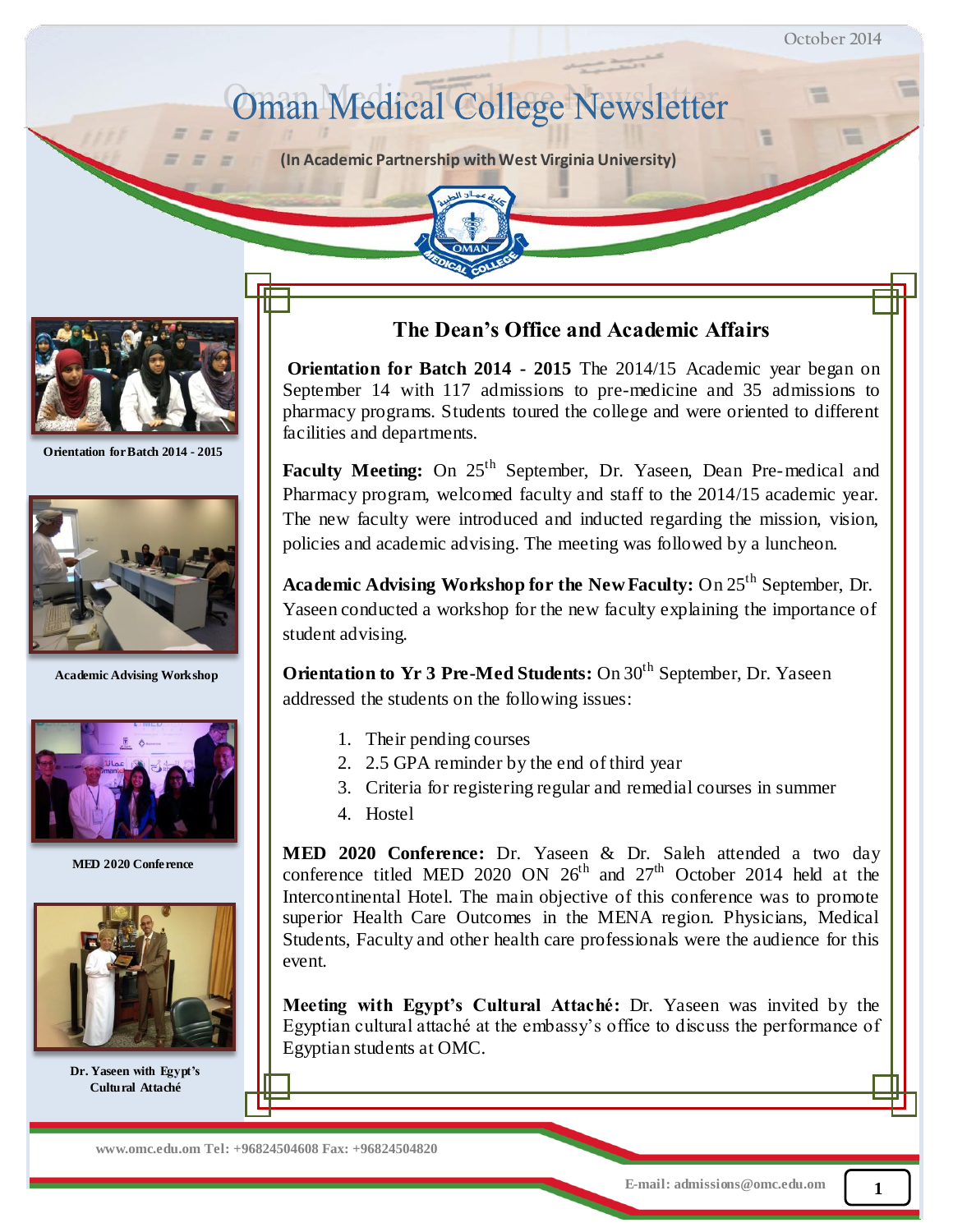October 2014

# Oman Medical College Newsletter

**(In Academic Partnership with West Virginia University)**

## The Dean's Office and Academic Affairs

**Orientation for Batch 2014 - 2015** The 2014/15 Academic year began on September 14 with 117 admissions to pre-medicine and 35 admissions to pharmacy programs. Students toured the college and were oriented to different facilities and departments.

**Faculty Meeting:** On 25th September, Dr. Yaseen, Dean Pre-medical and Pharmacy program, welcomed faculty and staff to the 2014/15 academic year. The new faculty were introduced and inducted regarding the mission, vision, policies and academic advising. The meeting was followed by a luncheon.

**Academic Advising Workshop for the New Faculty:** On 25th September, Dr. Yaseen conducted a workshop for the new faculty explaining the importance of student advising.

**Orientation to Yr 3 Pre-Med Students:** On 30th September, Dr. Yaseen addressed the students on the following issues:

1. Their pending courses
2. 2.5 GPA reminder by the end of third year
3. Criteria for registering regular and remedial courses in summer
4. Hostel

**MED 2020 Conference:** Dr. Yaseen & Dr. Saleh attended a two day conference titled MED 2020 ON 26th and 27th October 2014 held at the Intercontinental Hotel. The main objective of this conference was to promote superior Health Care Outcomes in the MENA region. Physicians, Medical Students, Faculty and other health care professionals were the audience for this event.

**Meeting with Egypt's Cultural Attaché:** Dr. Yaseen was invited by the Egyptian cultural attaché at the embassy's office to discuss the performance of Egyptian students at OMC.

Orientation for Batch 2014 - 2015

Academic Advising Workshop

MED 2020 Conference

Dr. Yaseen with Egypt's Cultural Attaché

www.omc.edu.om Tel: +96824504608 Fax: +96824504820

E-mail: admissions@omc.edu.om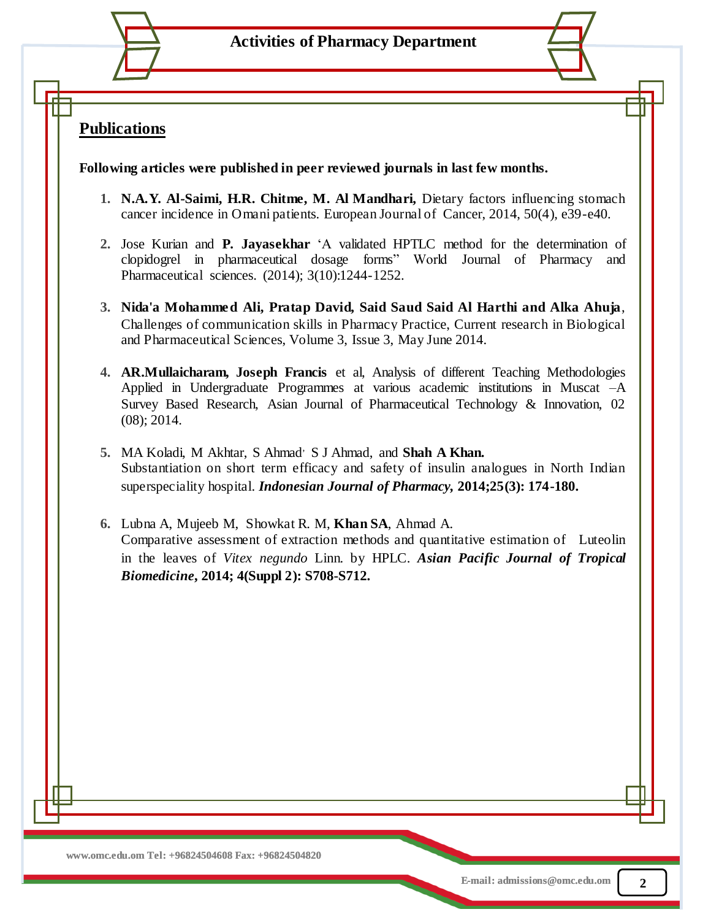## Publications

**Following articles were published in peer reviewed journals in last few months.**

1. **N.A.Y. Al-Saimi, H.R. Chitme, M. Al Mandhari,** Dietary factors influencing stomach cancer incidence in Omani patients. European Journal of Cancer, 2014, 50(4), e39-e40.

2. Jose Kurian and **P. Jayasekhar** 'A validated HPTLC method for the determination of clopidogrel in pharmaceutical dosage forms" World Journal of Pharmacy and Pharmaceutical sciences. (2014); 3(10):1244-1252.

3. **Nida'a Mohammed Ali, Pratap David, Said Saud Said Al Harthi and Alka Ahuja**, Challenges of communication skills in Pharmacy Practice, Current research in Biological and Pharmaceutical Sciences, Volume 3, Issue 3, May June 2014.

4. **AR.Mullaicharam, Joseph Francis** et al, Analysis of different Teaching Methodologies Applied in Undergraduate Programmes at various academic institutions in Muscat –A Survey Based Research, Asian Journal of Pharmaceutical Technology & Innovation, 02 (08); 2014.

5. MA Koladi, M Akhtar, S Ahmad, S J Ahmad, and **Shah A Khan.** Substantiation on short term efficacy and safety of insulin analogues in North Indian superspeciality hospital. ***Indonesian Journal of Pharmacy,*** **2014;25(3): 174-180.**

6. Lubna A, Mujeeb M, Showkat R. M, **Khan SA**, Ahmad A. Comparative assessment of extraction methods and quantitative estimation of Luteolin in the leaves of *Vitex negundo* Linn. by HPLC. ***Asian Pacific Journal of Tropical Biomedicine*****, 2014; 4(Suppl 2): S708-S712.**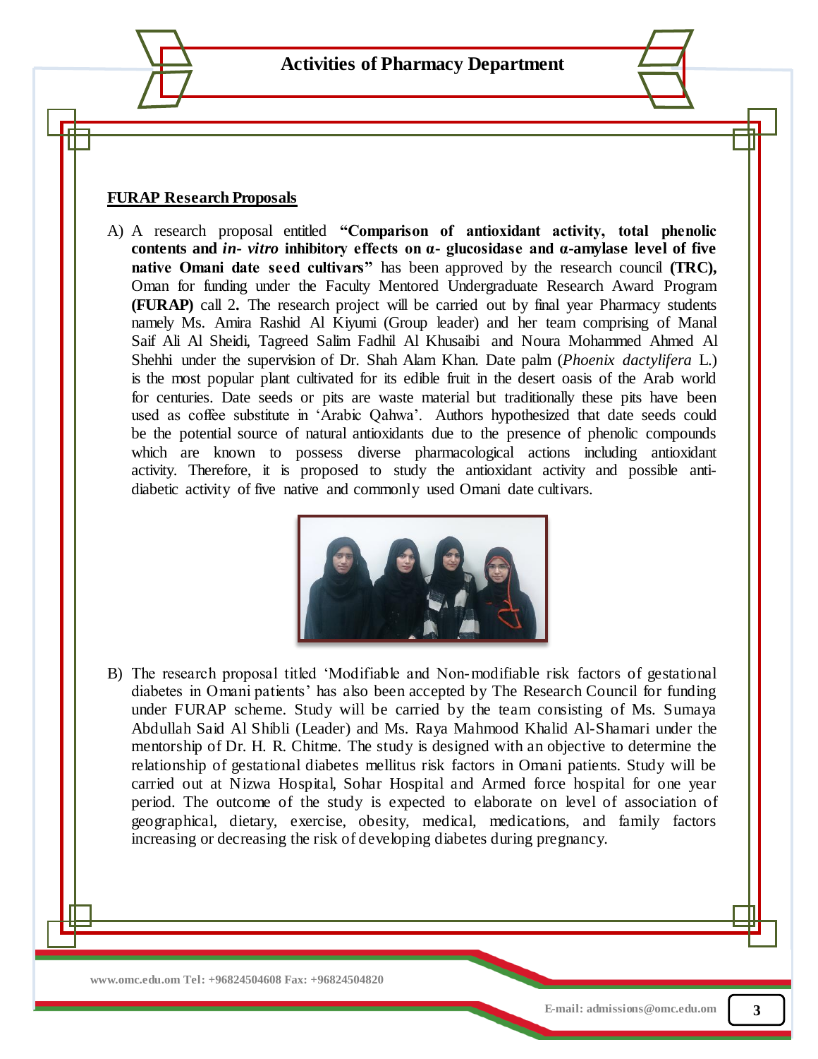# Activities of Pharmacy Department

**FURAP Research Proposals**

A) A research proposal entitled **"Comparison of antioxidant activity, total phenolic contents and *in- vitro* inhibitory effects on α- glucosidase and α-amylase level of five native Omani date seed cultivars"** has been approved by the research council **(TRC),** Oman for funding under the Faculty Mentored Undergraduate Research Award Program **(FURAP)** call 2**.** The research project will be carried out by final year Pharmacy students namely Ms. Amira Rashid Al Kiyumi (Group leader) and her team comprising of Manal Saif Ali Al Sheidi, Tagreed Salim Fadhil Al Khusaibi and Noura Mohammed Ahmed Al Shehhi under the supervision of Dr. Shah Alam Khan. Date palm (*Phoenix dactylifera* L.) is the most popular plant cultivated for its edible fruit in the desert oasis of the Arab world for centuries. Date seeds or pits are waste material but traditionally these pits have been used as coffee substitute in 'Arabic Qahwa'. Authors hypothesized that date seeds could be the potential source of natural antioxidants due to the presence of phenolic compounds which are known to possess diverse pharmacological actions including antioxidant activity. Therefore, it is proposed to study the antioxidant activity and possible anti-diabetic activity of five native and commonly used Omani date cultivars.

B) The research proposal titled 'Modifiable and Non-modifiable risk factors of gestational diabetes in Omani patients' has also been accepted by The Research Council for funding under FURAP scheme. Study will be carried by the team consisting of Ms. Sumaya Abdullah Said Al Shibli (Leader) and Ms. Raya Mahmood Khalid Al-Shamari under the mentorship of Dr. H. R. Chitme. The study is designed with an objective to determine the relationship of gestational diabetes mellitus risk factors in Omani patients. Study will be carried out at Nizwa Hospital, Sohar Hospital and Armed force hospital for one year period. The outcome of the study is expected to elaborate on level of association of geographical, dietary, exercise, obesity, medical, medications, and family factors increasing or decreasing the risk of developing diabetes during pregnancy.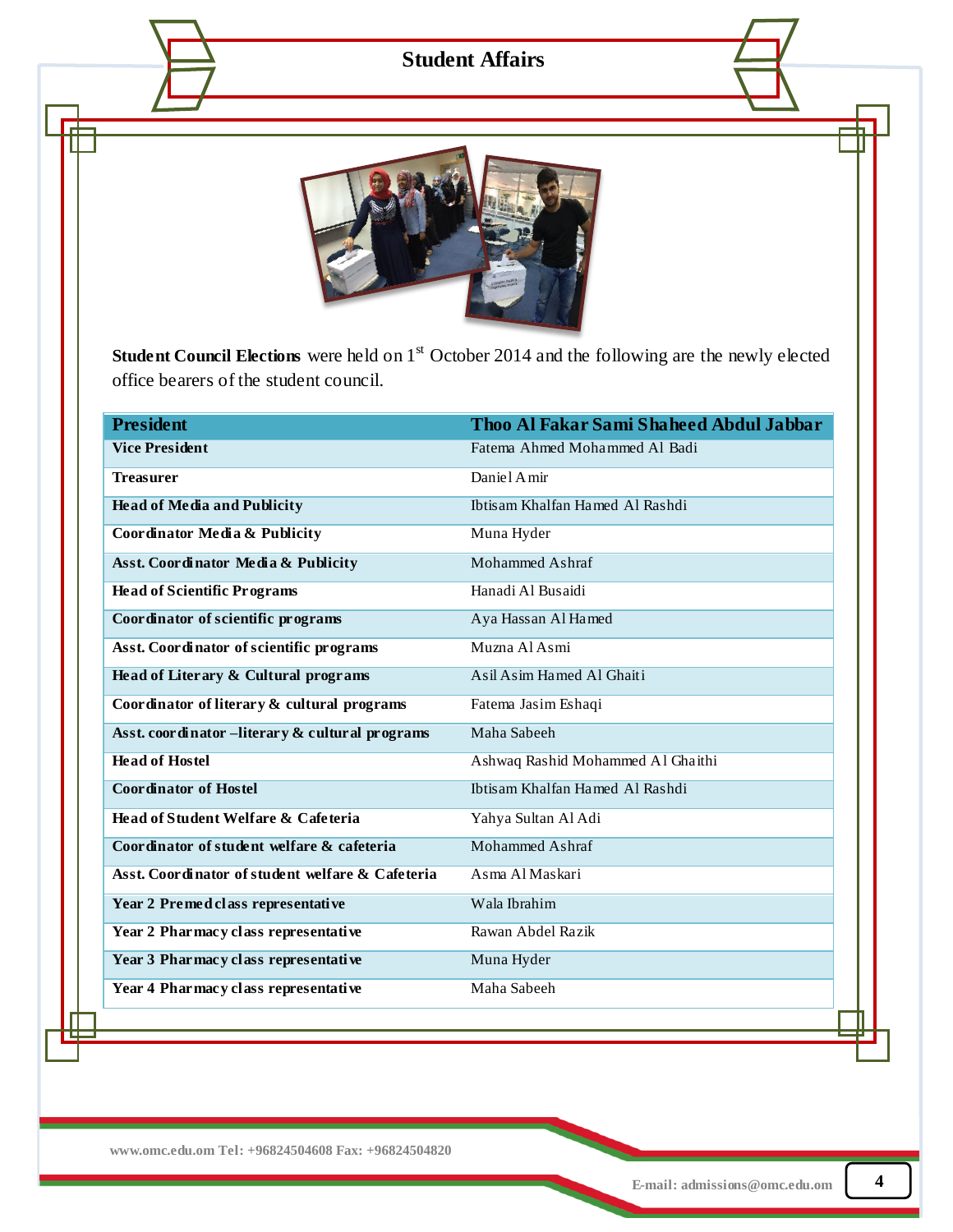# Student Affairs

**Student Council Elections** were held on 1st October 2014 and the following are the newly elected office bearers of the student council.

| President | Thoo Al Fakar Sami Shaheed Abdul Jabbar |
|---|---|
| **Vice President** | Fatema Ahmed Mohammed Al Badi |
| **Treasurer** | Daniel Amir |
| **Head of Media and Publicity** | Ibtisam Khalfan Hamed Al Rashdi |
| **Coordinator Media & Publicity** | Muna Hyder |
| **Asst. Coordinator Media & Publicity** | Mohammed Ashraf |
| **Head of Scientific Programs** | Hanadi Al Busaidi |
| **Coordinator of scientific programs** | Aya Hassan Al Hamed |
| **Asst. Coordinator of scientific programs** | Muzna Al Asmi |
| **Head of Literary & Cultural programs** | Asil Asim Hamed Al Ghaiti |
| **Coordinator of literary & cultural programs** | Fatema Jasim Eshaqi |
| **Asst. coordinator –literary & cultural programs** | Maha Sabeeh |
| **Head of Hostel** | Ashwaq Rashid Mohammed Al Ghaithi |
| **Coordinator of Hostel** | Ibtisam Khalfan Hamed Al Rashdi |
| **Head of Student Welfare & Cafeteria** | Yahya Sultan Al Adi |
| **Coordinator of student welfare & cafeteria** | Mohammed Ashraf |
| **Asst. Coordinator of student welfare & Cafeteria** | Asma Al Maskari |
| **Year 2 Premed class representative** | Wala Ibrahim |
| **Year 2 Pharmacy class representative** | Rawan Abdel Razik |
| **Year 3 Pharmacy class representative** | Muna Hyder |
| **Year 4 Pharmacy class representative** | Maha Sabeeh |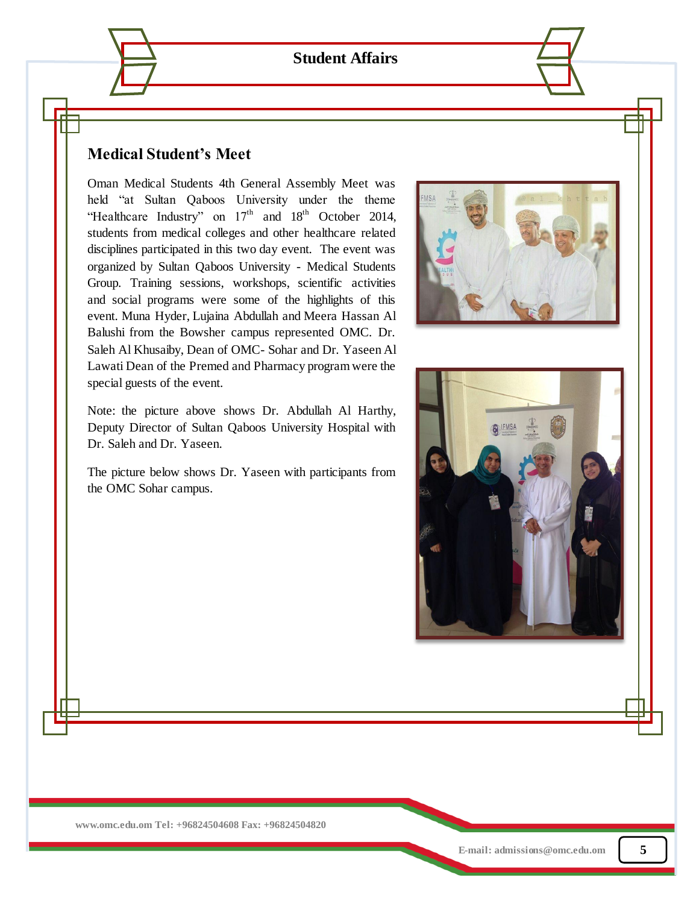## Medical Student's Meet

Oman Medical Students 4th General Assembly Meet was held "at Sultan Qaboos University under the theme "Healthcare Industry" on 17th and 18th October 2014, students from medical colleges and other healthcare related disciplines participated in this two day event. The event was organized by Sultan Qaboos University - Medical Students Group. Training sessions, workshops, scientific activities and social programs were some of the highlights of this event. Muna Hyder, Lujaina Abdullah and Meera Hassan Al Balushi from the Bowsher campus represented OMC. Dr. Saleh Al Khusaiby, Dean of OMC- Sohar and Dr. Yaseen Al Lawati Dean of the Premed and Pharmacy program were the special guests of the event.

Note: the picture above shows Dr. Abdullah Al Harthy, Deputy Director of Sultan Qaboos University Hospital with Dr. Saleh and Dr. Yaseen.

The picture below shows Dr. Yaseen with participants from the OMC Sohar campus.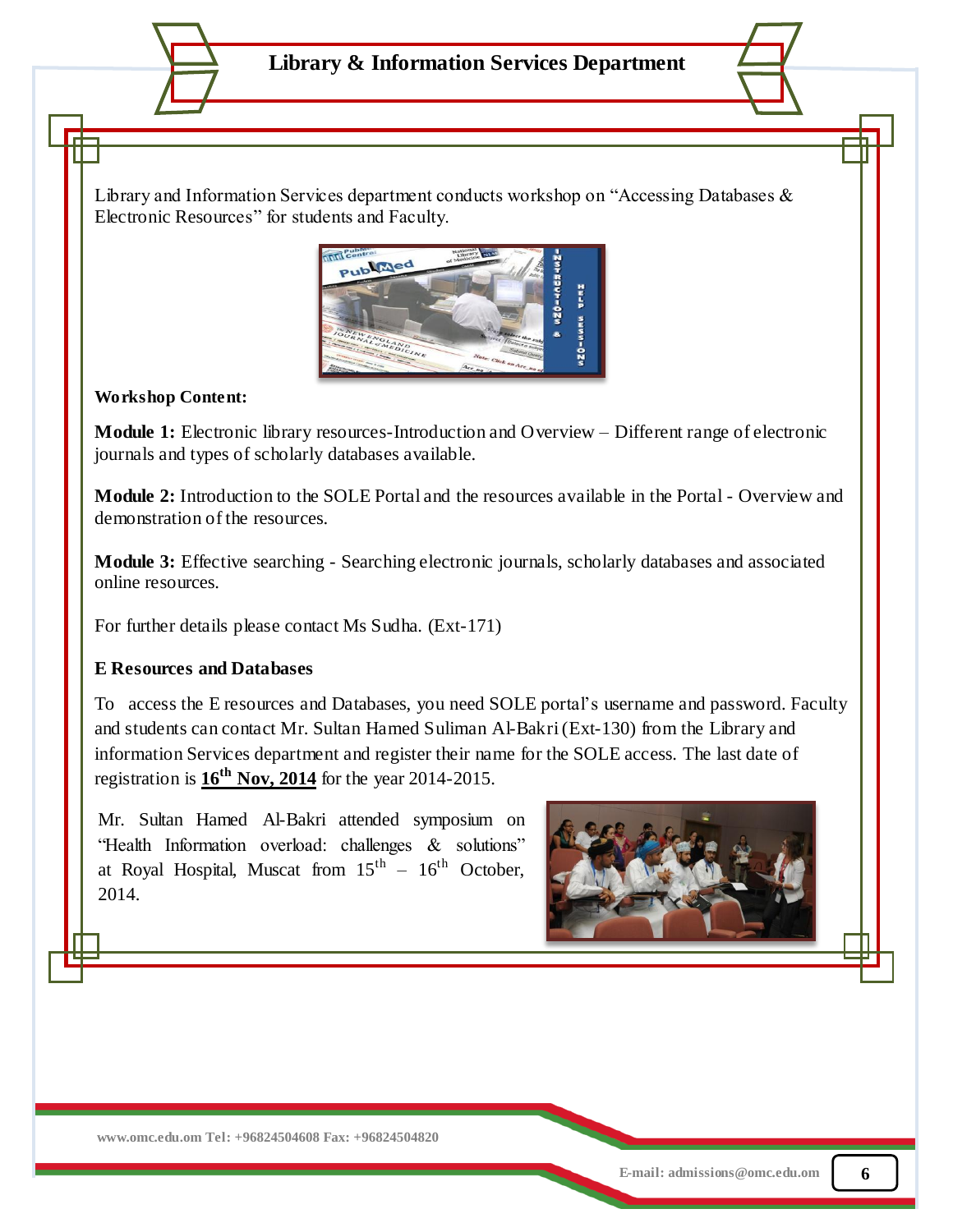# Library & Information Services Department

Library and Information Services department conducts workshop on "Accessing Databases & Electronic Resources" for students and Faculty.

**Workshop Content:**

**Module 1:** Electronic library resources-Introduction and Overview – Different range of electronic journals and types of scholarly databases available.

**Module 2:** Introduction to the SOLE Portal and the resources available in the Portal - Overview and demonstration of the resources.

**Module 3:** Effective searching - Searching electronic journals, scholarly databases and associated online resources.

For further details please contact Ms Sudha. (Ext-171)

**E Resources and Databases**

To access the E resources and Databases, you need SOLE portal's username and password. Faculty and students can contact Mr. Sultan Hamed Suliman Al-Bakri (Ext-130) from the Library and information Services department and register their name for the SOLE access. The last date of registration is **16th Nov, 2014** for the year 2014-2015.

Mr. Sultan Hamed Al-Bakri attended symposium on "Health Information overload: challenges & solutions" at Royal Hospital, Muscat from 15th – 16th October, 2014.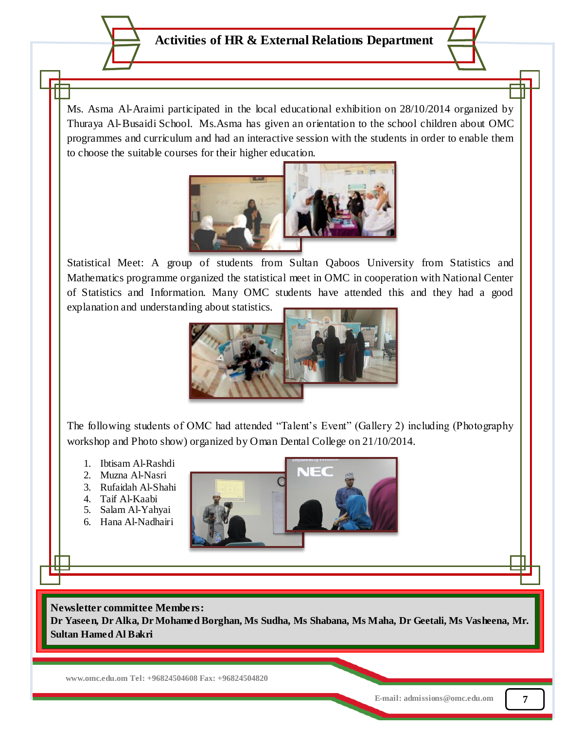# Activities of HR & External Relations Department

Ms. Asma Al-Araimi participated in the local educational exhibition on 28/10/2014 organized by Thuraya Al-Busaidi School. Ms.Asma has given an orientation to the school children about OMC programmes and curriculum and had an interactive session with the students in order to enable them to choose the suitable courses for their higher education.

Statistical Meet: A group of students from Sultan Qaboos University from Statistics and Mathematics programme organized the statistical meet in OMC in cooperation with National Center of Statistics and Information. Many OMC students have attended this and they had a good explanation and understanding about statistics.

The following students of OMC had attended "Talent's Event" (Gallery 2) including (Photography workshop and Photo show) organized by Oman Dental College on 21/10/2014.

1. Ibtisam Al-Rashdi
2. Muzna Al-Nasri
3. Rufaidah Al-Shahi
4. Taif Al-Kaabi
5. Salam Al-Yahyai
6. Hana Al-Nadhairi

**Newsletter committee Members:**
**Dr Yaseen, Dr Alka, Dr Mohamed Borghan, Ms Sudha, Ms Shabana, Ms Maha, Dr Geetali, Ms Vasheena, Mr. Sultan Hamed Al Bakri**

www.omc.edu.om Tel: +96824504608 Fax: +96824504820

E-mail: admissions@omc.edu.om